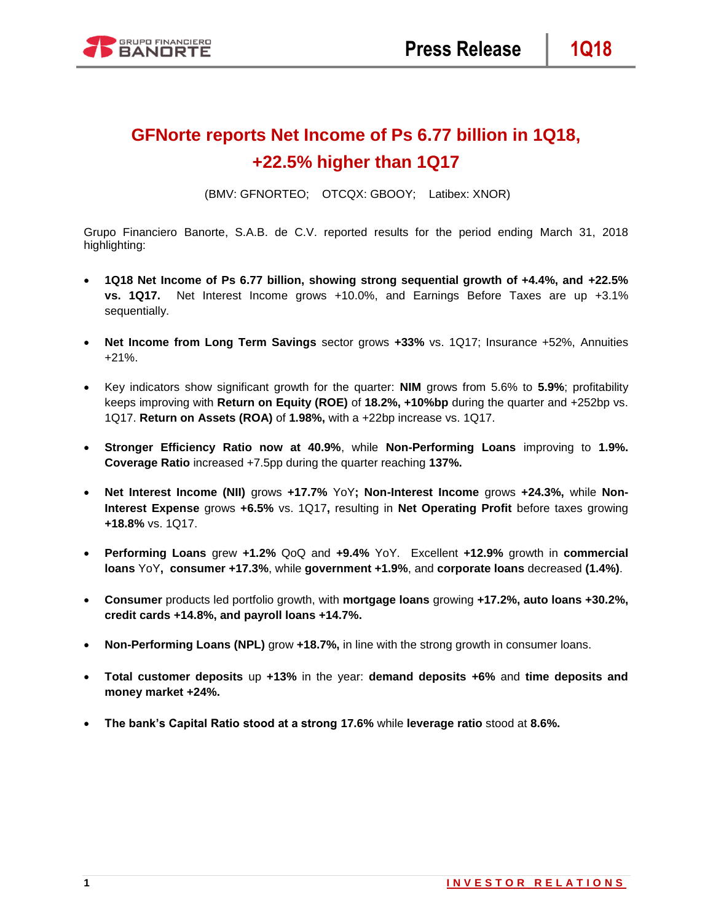# GFNorte reports Net Income of Ps 6.77 billion in 1Q18, +22.5% higher than 1Q17

(BMV: GFNORTEO; OTCQX: GBOOY; Latibex: XNOR)

Grupo Financiero Banorte, S.A.B. de C.V. reported results for the period ending March 31, 2018 highlighting:

- **1Q18 Net Income of Ps 6.77 billion, showing strong sequential growth of +4.4%, and +22.5% vs. 1Q17.** Net Interest Income grows +10.0%, and Earnings Before Taxes are up +3.1% sequentially.

- **Net Income from Long Term Savings** sector grows **+33%** vs. 1Q17; Insurance +52%, Annuities +21%.

- Key indicators show significant growth for the quarter: **NIM** grows from 5.6% to **5.9%**; profitability keeps improving with **Return on Equity (ROE)** of **18.2%, +10%bp** during the quarter and +252bp vs. 1Q17. **Return on Assets (ROA)** of **1.98%,** with a +22bp increase vs. 1Q17.

- **Stronger Efficiency Ratio now at 40.9%**, while **Non-Performing Loans** improving to **1.9%. Coverage Ratio** increased +7.5pp during the quarter reaching **137%.**

- **Net Interest Income (NII)** grows **+17.7%** YoY**; Non-Interest Income** grows **+24.3%,** while **Non-Interest Expense** grows **+6.5%** vs. 1Q17**,** resulting in **Net Operating Profit** before taxes growing **+18.8%** vs. 1Q17.

- **Performing Loans** grew **+1.2%** QoQ and **+9.4%** YoY. Excellent **+12.9%** growth in **commercial loans** YoY**, consumer +17.3%**, while **government +1.9%**, and **corporate loans** decreased **(1.4%)**.

- **Consumer** products led portfolio growth, with **mortgage loans** growing **+17.2%, auto loans +30.2%, credit cards +14.8%, and payroll loans +14.7%.**

- **Non-Performing Loans (NPL)** grow **+18.7%,** in line with the strong growth in consumer loans.

- **Total customer deposits** up **+13%** in the year: **demand deposits +6%** and **time deposits and money market +24%.**

- **The bank's Capital Ratio stood at a strong 17.6%** while **leverage ratio** stood at **8.6%.**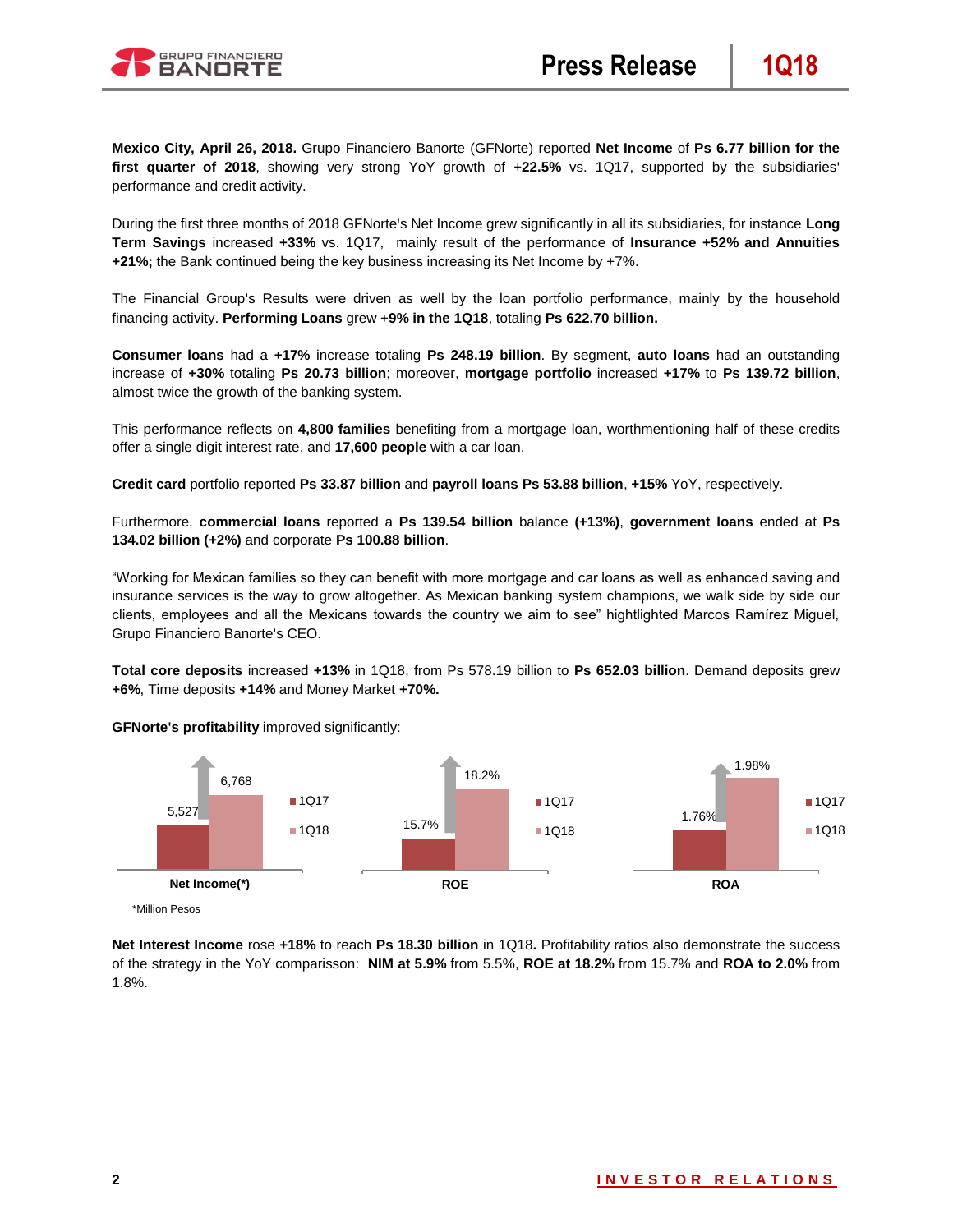**Mexico City, April 26, 2018.** Grupo Financiero Banorte (GFNorte) reported **Net Income** of **Ps 6.77 billion for the first quarter of 2018**, showing very strong YoY growth of +**22.5%** vs. 1Q17, supported by the subsidiaries' performance and credit activity.

During the first three months of 2018 GFNorte's Net Income grew significantly in all its subsidiaries, for instance **Long Term Savings** increased **+33%** vs. 1Q17, mainly result of the performance of **Insurance +52% and Annuities +21%;** the Bank continued being the key business increasing its Net Income by +7%.

The Financial Group's Results were driven as well by the loan portfolio performance, mainly by the household financing activity. **Performing Loans** grew +**9% in the 1Q18**, totaling **Ps 622.70 billion.**

**Consumer loans** had a **+17%** increase totaling **Ps 248.19 billion**. By segment, **auto loans** had an outstanding increase of **+30%** totaling **Ps 20.73 billion**; moreover, **mortgage portfolio** increased **+17%** to **Ps 139.72 billion**, almost twice the growth of the banking system.

This performance reflects on **4,800 families** benefiting from a mortgage loan, worthmentioning half of these credits offer a single digit interest rate, and **17,600 people** with a car loan.

**Credit card** portfolio reported **Ps 33.87 billion** and **payroll loans Ps 53.88 billion**, **+15%** YoY, respectively.

Furthermore, **commercial loans** reported a **Ps 139.54 billion** balance **(+13%)**, **government loans** ended at **Ps 134.02 billion (+2%)** and corporate **Ps 100.88 billion**.

"Working for Mexican families so they can benefit with more mortgage and car loans as well as enhanced saving and insurance services is the way to grow altogether. As Mexican banking system champions, we walk side by side our clients, employees and all the Mexicans towards the country we aim to see" hightlighted Marcos Ramírez Miguel, Grupo Financiero Banorte's CEO.

**Total core deposits** increased **+13%** in 1Q18, from Ps 578.19 billion to **Ps 652.03 billion**. Demand deposits grew **+6%**, Time deposits **+14%** and Money Market **+70%.**

**GFNorte's profitability** improved significantly:

| | 1Q17 | 1Q18 |
|---|---|---|
| Net Income(*) | 5,527 | 6,768 |
| ROE | 15.7% | 18.2% |
| ROA | 1.76% | 1.98% |

*Million Pesos

**Net Interest Income** rose **+18%** to reach **Ps 18.30 billion** in 1Q18**.** Profitability ratios also demonstrate the success of the strategy in the YoY comparisson: **NIM at 5.9%** from 5.5%, **ROE at 18.2%** from 15.7% and **ROA to 2.0%** from 1.8%.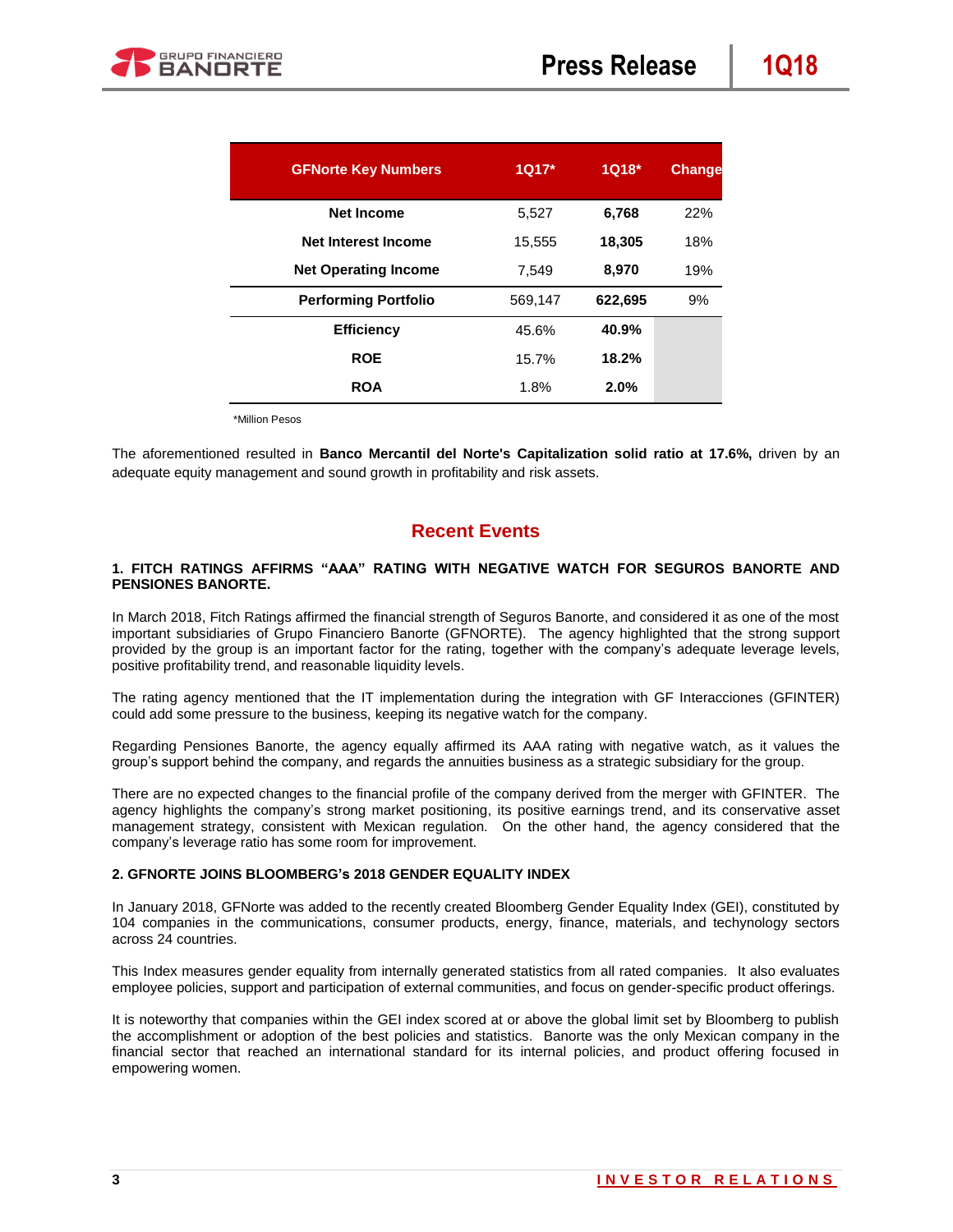| GFNorte Key Numbers | 1Q17* | 1Q18* | Change |
|---|---|---|---|
| **Net Income** | 5,527 | **6,768** | 22% |
| **Net Interest Income** | 15,555 | **18,305** | 18% |
| **Net Operating Income** | 7,549 | **8,970** | 19% |
| **Performing Portfolio** | 569,147 | **622,695** | 9% |
| **Efficiency** | 45.6% | **40.9%** | |
| **ROE** | 15.7% | **18.2%** | |
| **ROA** | 1.8% | **2.0%** | |

*Million Pesos

The aforementioned resulted in **Banco Mercantil del Norte's Capitalization solid ratio at 17.6%,** driven by an adequate equity management and sound growth in profitability and risk assets.

## Recent Events

### 1. FITCH RATINGS AFFIRMS "AAA" RATING WITH NEGATIVE WATCH FOR SEGUROS BANORTE AND PENSIONES BANORTE.

In March 2018, Fitch Ratings affirmed the financial strength of Seguros Banorte, and considered it as one of the most important subsidiaries of Grupo Financiero Banorte (GFNORTE). The agency highlighted that the strong support provided by the group is an important factor for the rating, together with the company's adequate leverage levels, positive profitability trend, and reasonable liquidity levels.

The rating agency mentioned that the IT implementation during the integration with GF Interacciones (GFINTER) could add some pressure to the business, keeping its negative watch for the company.

Regarding Pensiones Banorte, the agency equally affirmed its AAA rating with negative watch, as it values the group's support behind the company, and regards the annuities business as a strategic subsidiary for the group.

There are no expected changes to the financial profile of the company derived from the merger with GFINTER. The agency highlights the company's strong market positioning, its positive earnings trend, and its conservative asset management strategy, consistent with Mexican regulation. On the other hand, the agency considered that the company's leverage ratio has some room for improvement.

### 2. GFNORTE JOINS BLOOMBERG's 2018 GENDER EQUALITY INDEX

In January 2018, GFNorte was added to the recently created Bloomberg Gender Equality Index (GEI), constituted by 104 companies in the communications, consumer products, energy, finance, materials, and techynology sectors across 24 countries.

This Index measures gender equality from internally generated statistics from all rated companies. It also evaluates employee policies, support and participation of external communities, and focus on gender-specific product offerings.

It is noteworthy that companies within the GEI index scored at or above the global limit set by Bloomberg to publish the accomplishment or adoption of the best policies and statistics. Banorte was the only Mexican company in the financial sector that reached an international standard for its internal policies, and product offering focused in empowering women.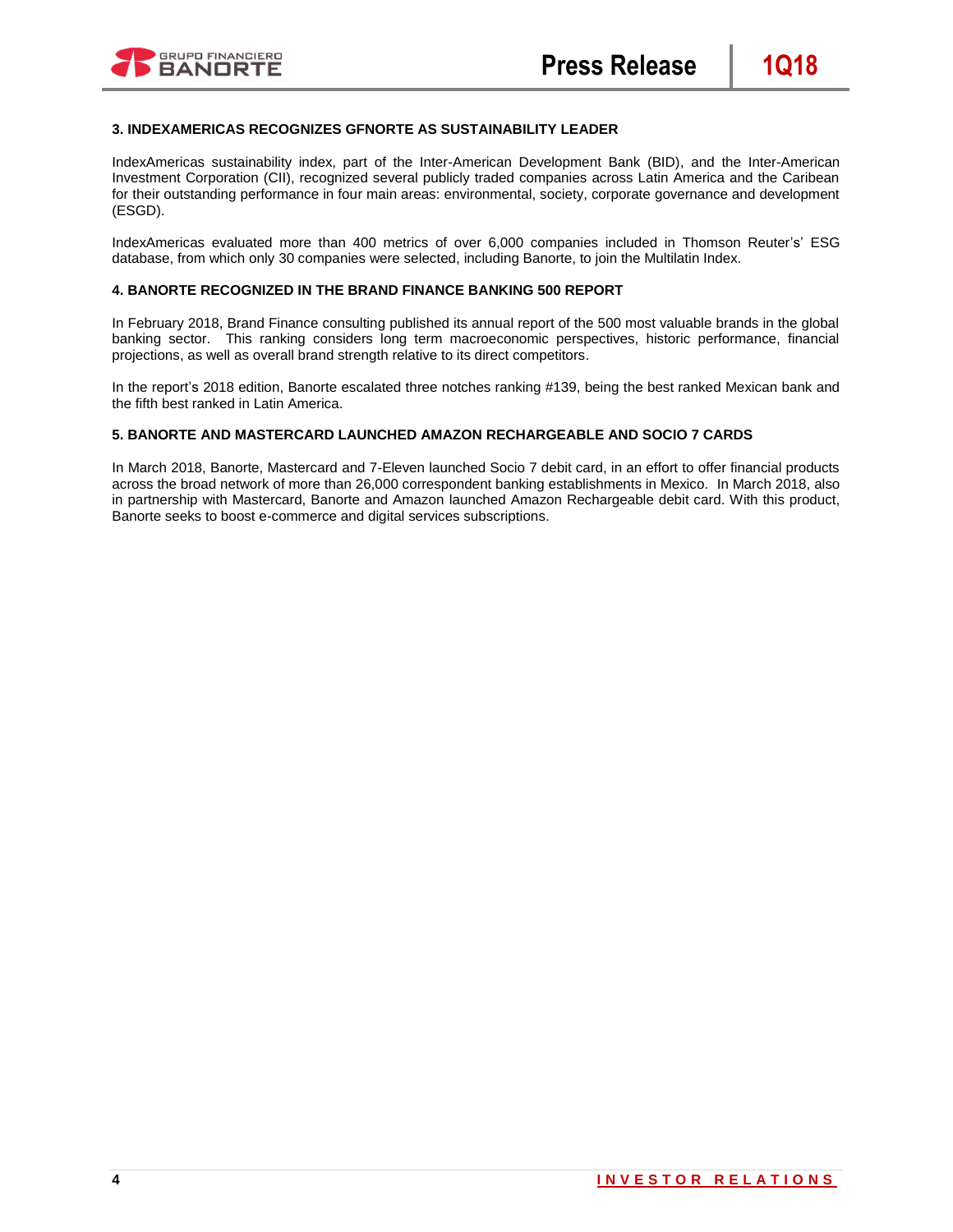### 3. INDEXAMERICAS RECOGNIZES GFNORTE AS SUSTAINABILITY LEADER

IndexAmericas sustainability index, part of the Inter-American Development Bank (BID), and the Inter-American Investment Corporation (CII), recognized several publicly traded companies across Latin America and the Caribean for their outstanding performance in four main areas: environmental, society, corporate governance and development (ESGD).

IndexAmericas evaluated more than 400 metrics of over 6,000 companies included in Thomson Reuter's' ESG database, from which only 30 companies were selected, including Banorte, to join the Multilatin Index.

### 4. BANORTE RECOGNIZED IN THE BRAND FINANCE BANKING 500 REPORT

In February 2018, Brand Finance consulting published its annual report of the 500 most valuable brands in the global banking sector. This ranking considers long term macroeconomic perspectives, historic performance, financial projections, as well as overall brand strength relative to its direct competitors.

In the report's 2018 edition, Banorte escalated three notches ranking #139, being the best ranked Mexican bank and the fifth best ranked in Latin America.

### 5. BANORTE AND MASTERCARD LAUNCHED AMAZON RECHARGEABLE AND SOCIO 7 CARDS

In March 2018, Banorte, Mastercard and 7-Eleven launched Socio 7 debit card, in an effort to offer financial products across the broad network of more than 26,000 correspondent banking establishments in Mexico. In March 2018, also in partnership with Mastercard, Banorte and Amazon launched Amazon Rechargeable debit card. With this product, Banorte seeks to boost e-commerce and digital services subscriptions.